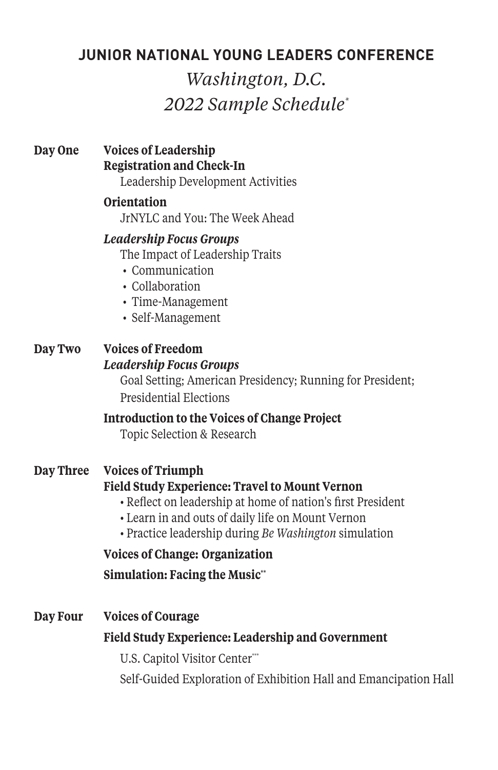# JUNIOR NATIONAL YOUNG LEADERS CONFERENCE

## *Washington, D.C.*
## *2022 Sample Schedule**

**Day One**

**Voices of Leadership**

**Registration and Check-In**

Leadership Development Activities

**Orientation**

JrNYLC and You: The Week Ahead

***Leadership Focus Groups***

The Impact of Leadership Traits

- Communication
- Collaboration
- Time-Management
- Self-Management

**Day Two**

**Voices of Freedom**

***Leadership Focus Groups***

Goal Setting; American Presidency; Running for President; Presidential Elections

**Introduction to the Voices of Change Project**

Topic Selection & Research

**Day Three**

**Voices of Triumph**

**Field Study Experience: Travel to Mount Vernon**

- Reflect on leadership at home of nation's first President
- Learn in and outs of daily life on Mount Vernon
- Practice leadership during *Be Washington* simulation

**Voices of Change: Organization**

**Simulation: Facing the Music****

**Day Four**

**Voices of Courage**

**Field Study Experience: Leadership and Government**

U.S. Capitol Visitor Center***

Self-Guided Exploration of Exhibition Hall and Emancipation Hall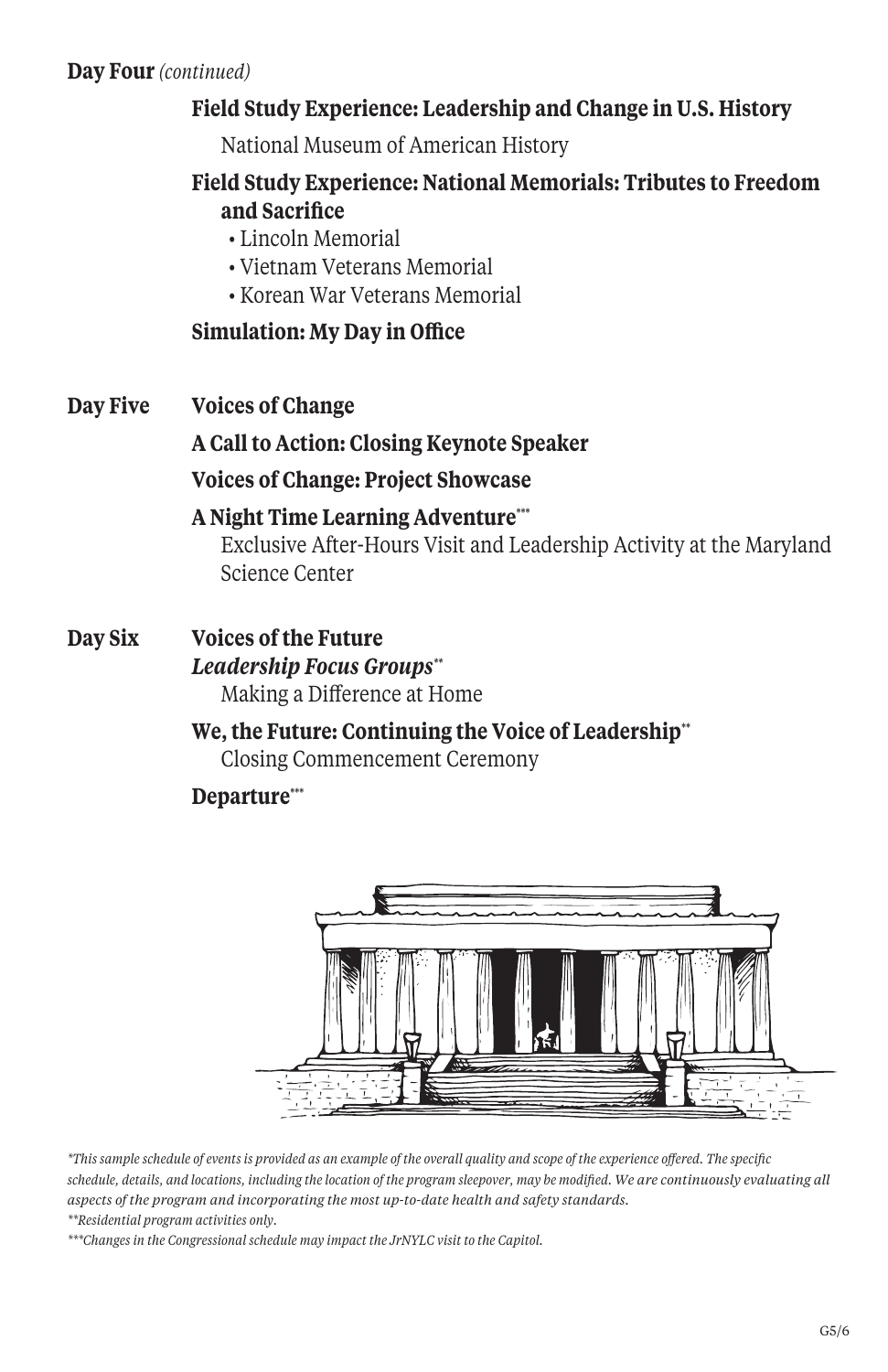**Day Four** *(continued)*

**Field Study Experience: Leadership and Change in U.S. History**

National Museum of American History

**Field Study Experience: National Memorials: Tributes to Freedom and Sacrifice**

- Lincoln Memorial
- Vietnam Veterans Memorial
- Korean War Veterans Memorial

**Simulation: My Day in Office**

**Day Five**

**Voices of Change**

**A Call to Action: Closing Keynote Speaker**

**Voices of Change: Project Showcase**

**A Night Time Learning Adventure*****

Exclusive After-Hours Visit and Leadership Activity at the Maryland Science Center

**Day Six**

**Voices of the Future**

***Leadership Focus Groups*****

Making a Difference at Home

**We, the Future: Continuing the Voice of Leadership****

Closing Commencement Ceremony

**Departure*****

*\*This sample schedule of events is provided as an example of the overall quality and scope of the experience offered. The specific schedule, details, and locations, including the location of the program sleepover, may be modified. We are continuously evaluating all aspects of the program and incorporating the most up-to-date health and safety standards.*

*\*\*Residential program activities only.*

*\*\*\*Changes in the Congressional schedule may impact the JrNYLC visit to the Capitol.*